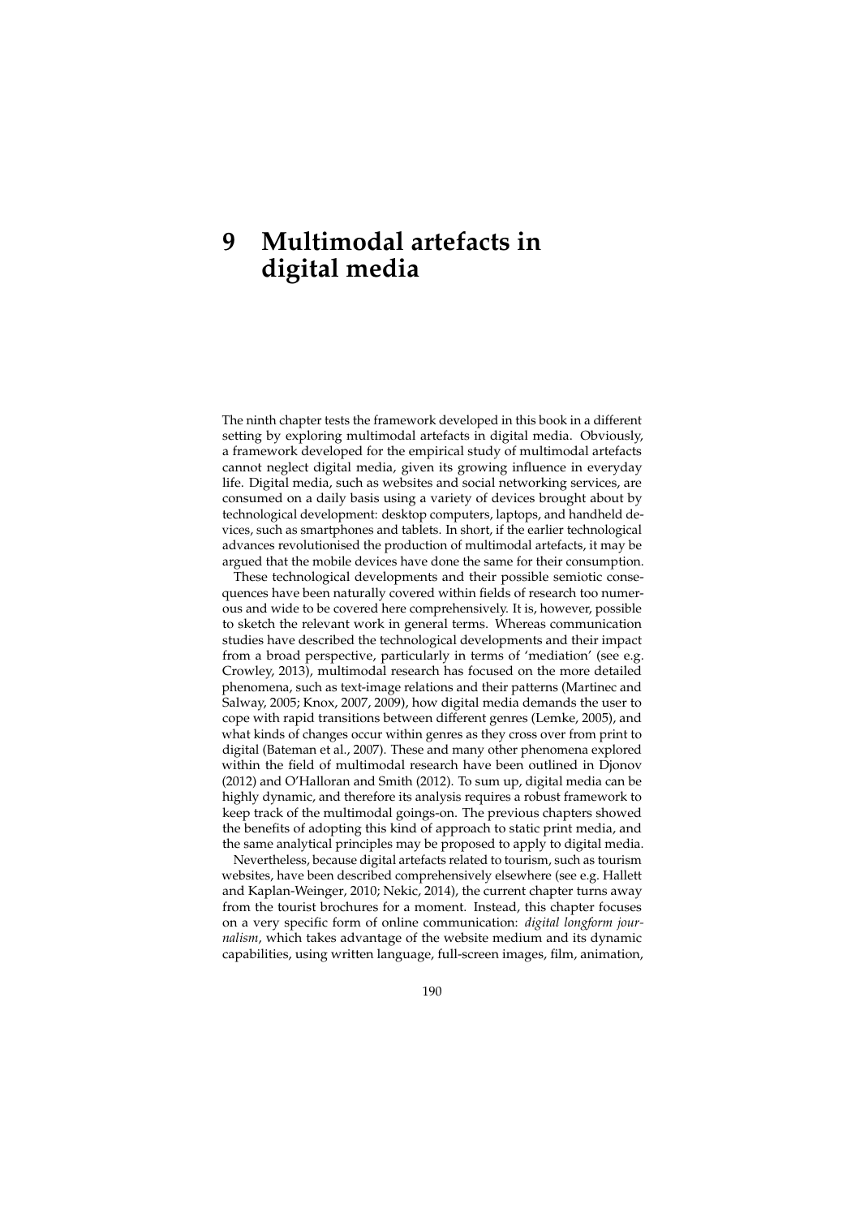# 9 Multimodal artefacts in digital media

The ninth chapter tests the framework developed in this book in a different setting by exploring multimodal artefacts in digital media. Obviously, a framework developed for the empirical study of multimodal artefacts cannot neglect digital media, given its growing influence in everyday life. Digital media, such as websites and social networking services, are consumed on a daily basis using a variety of devices brought about by technological development: desktop computers, laptops, and handheld devices, such as smartphones and tablets. In short, if the earlier technological advances revolutionised the production of multimodal artefacts, it may be argued that the mobile devices have done the same for their consumption.

These technological developments and their possible semiotic consequences have been naturally covered within fields of research too numerous and wide to be covered here comprehensively. It is, however, possible to sketch the relevant work in general terms. Whereas communication studies have described the technological developments and their impact from a broad perspective, particularly in terms of 'mediation' (see e.g. Crowley, 2013), multimodal research has focused on the more detailed phenomena, such as text-image relations and their patterns (Martinec and Salway, 2005; Knox, 2007, 2009), how digital media demands the user to cope with rapid transitions between different genres (Lemke, 2005), and what kinds of changes occur within genres as they cross over from print to digital (Bateman et al., 2007). These and many other phenomena explored within the field of multimodal research have been outlined in Djonov (2012) and O'Halloran and Smith (2012). To sum up, digital media can be highly dynamic, and therefore its analysis requires a robust framework to keep track of the multimodal goings-on. The previous chapters showed the benefits of adopting this kind of approach to static print media, and the same analytical principles may be proposed to apply to digital media.

Nevertheless, because digital artefacts related to tourism, such as tourism websites, have been described comprehensively elsewhere (see e.g. Hallett and Kaplan-Weinger, 2010; Nekic, 2014), the current chapter turns away from the tourist brochures for a moment. Instead, this chapter focuses on a very specific form of online communication: *digital longform journalism*, which takes advantage of the website medium and its dynamic capabilities, using written language, full-screen images, film, animation,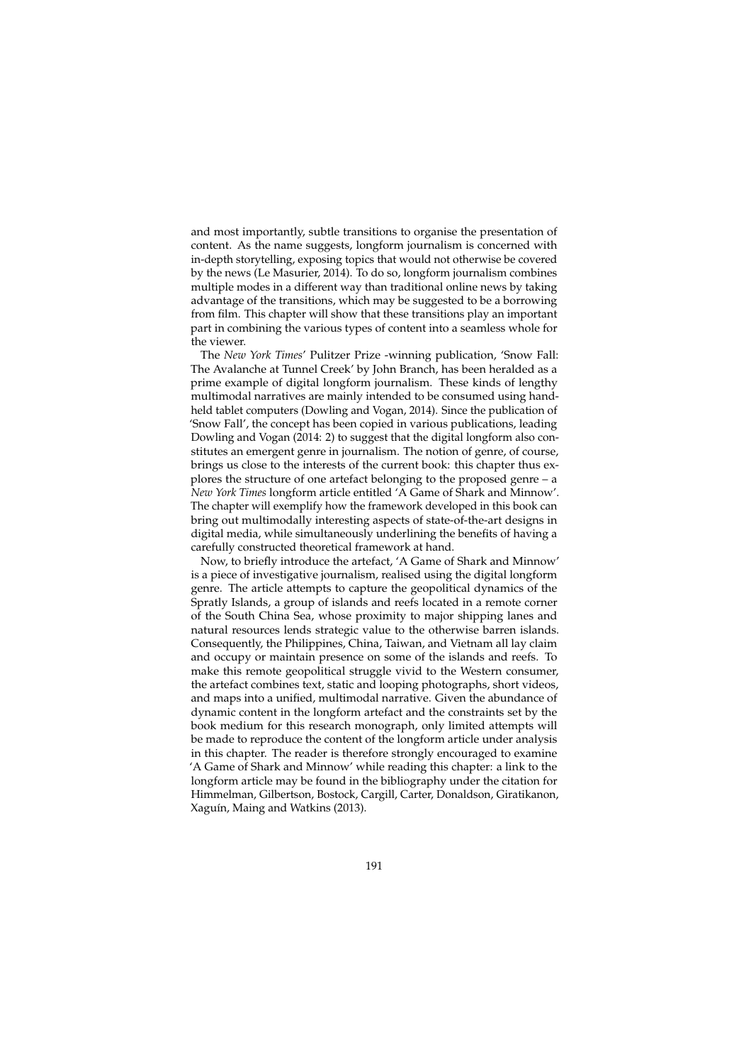and most importantly, subtle transitions to organise the presentation of content. As the name suggests, longform journalism is concerned with in-depth storytelling, exposing topics that would not otherwise be covered by the news (Le Masurier, 2014). To do so, longform journalism combines multiple modes in a different way than traditional online news by taking advantage of the transitions, which may be suggested to be a borrowing from film. This chapter will show that these transitions play an important part in combining the various types of content into a seamless whole for the viewer.

The *New York Times*' Pulitzer Prize -winning publication, 'Snow Fall: The Avalanche at Tunnel Creek' by John Branch, has been heralded as a prime example of digital longform journalism. These kinds of lengthy multimodal narratives are mainly intended to be consumed using handheld tablet computers (Dowling and Vogan, 2014). Since the publication of 'Snow Fall', the concept has been copied in various publications, leading Dowling and Vogan (2014: 2) to suggest that the digital longform also constitutes an emergent genre in journalism. The notion of genre, of course, brings us close to the interests of the current book: this chapter thus explores the structure of one artefact belonging to the proposed genre – a *New York Times* longform article entitled 'A Game of Shark and Minnow'. The chapter will exemplify how the framework developed in this book can bring out multimodally interesting aspects of state-of-the-art designs in digital media, while simultaneously underlining the benefits of having a carefully constructed theoretical framework at hand.

Now, to briefly introduce the artefact, 'A Game of Shark and Minnow' is a piece of investigative journalism, realised using the digital longform genre. The article attempts to capture the geopolitical dynamics of the Spratly Islands, a group of islands and reefs located in a remote corner of the South China Sea, whose proximity to major shipping lanes and natural resources lends strategic value to the otherwise barren islands. Consequently, the Philippines, China, Taiwan, and Vietnam all lay claim and occupy or maintain presence on some of the islands and reefs. To make this remote geopolitical struggle vivid to the Western consumer, the artefact combines text, static and looping photographs, short videos, and maps into a unified, multimodal narrative. Given the abundance of dynamic content in the longform artefact and the constraints set by the book medium for this research monograph, only limited attempts will be made to reproduce the content of the longform article under analysis in this chapter. The reader is therefore strongly encouraged to examine 'A Game of Shark and Minnow' while reading this chapter: a link to the longform article may be found in the bibliography under the citation for Himmelman, Gilbertson, Bostock, Cargill, Carter, Donaldson, Giratikanon, Xaguín, Maing and Watkins (2013).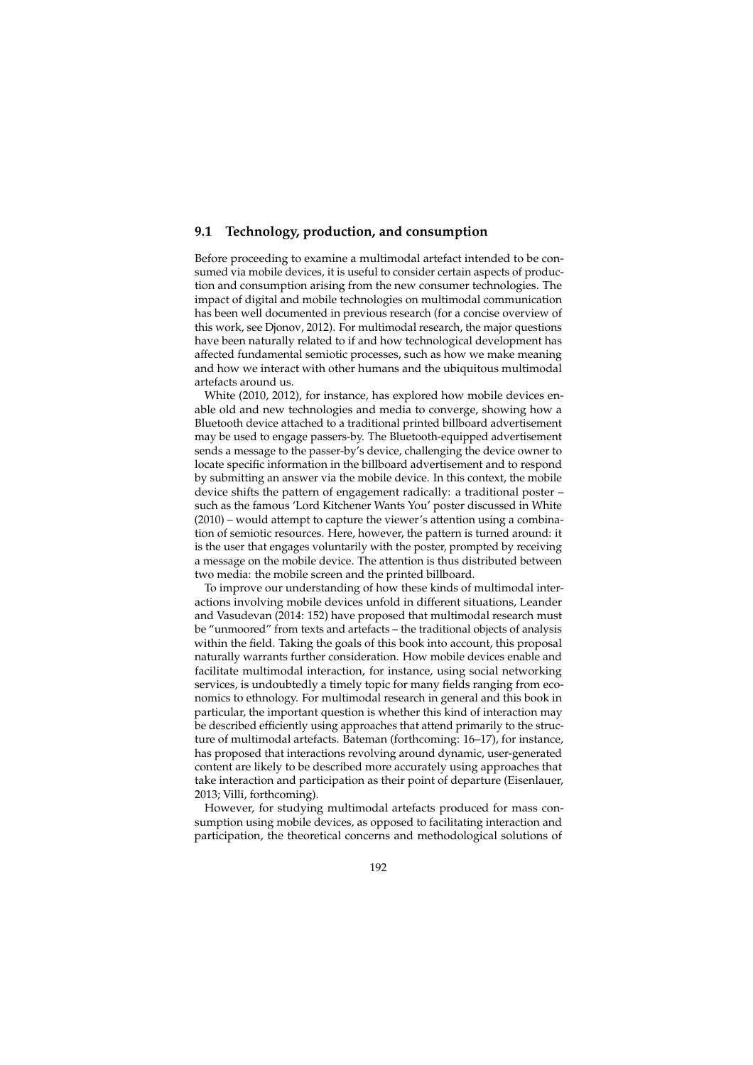## 9.1 Technology, production, and consumption

Before proceeding to examine a multimodal artefact intended to be consumed via mobile devices, it is useful to consider certain aspects of production and consumption arising from the new consumer technologies. The impact of digital and mobile technologies on multimodal communication has been well documented in previous research (for a concise overview of this work, see Djonov, 2012). For multimodal research, the major questions have been naturally related to if and how technological development has affected fundamental semiotic processes, such as how we make meaning and how we interact with other humans and the ubiquitous multimodal artefacts around us.

White (2010, 2012), for instance, has explored how mobile devices enable old and new technologies and media to converge, showing how a Bluetooth device attached to a traditional printed billboard advertisement may be used to engage passers-by. The Bluetooth-equipped advertisement sends a message to the passer-by's device, challenging the device owner to locate specific information in the billboard advertisement and to respond by submitting an answer via the mobile device. In this context, the mobile device shifts the pattern of engagement radically: a traditional poster – such as the famous 'Lord Kitchener Wants You' poster discussed in White (2010) – would attempt to capture the viewer's attention using a combination of semiotic resources. Here, however, the pattern is turned around: it is the user that engages voluntarily with the poster, prompted by receiving a message on the mobile device. The attention is thus distributed between two media: the mobile screen and the printed billboard.

To improve our understanding of how these kinds of multimodal interactions involving mobile devices unfold in different situations, Leander and Vasudevan (2014: 152) have proposed that multimodal research must be "unmoored" from texts and artefacts – the traditional objects of analysis within the field. Taking the goals of this book into account, this proposal naturally warrants further consideration. How mobile devices enable and facilitate multimodal interaction, for instance, using social networking services, is undoubtedly a timely topic for many fields ranging from economics to ethnology. For multimodal research in general and this book in particular, the important question is whether this kind of interaction may be described efficiently using approaches that attend primarily to the structure of multimodal artefacts. Bateman (forthcoming: 16–17), for instance, has proposed that interactions revolving around dynamic, user-generated content are likely to be described more accurately using approaches that take interaction and participation as their point of departure (Eisenlauer, 2013; Villi, forthcoming).

However, for studying multimodal artefacts produced for mass consumption using mobile devices, as opposed to facilitating interaction and participation, the theoretical concerns and methodological solutions of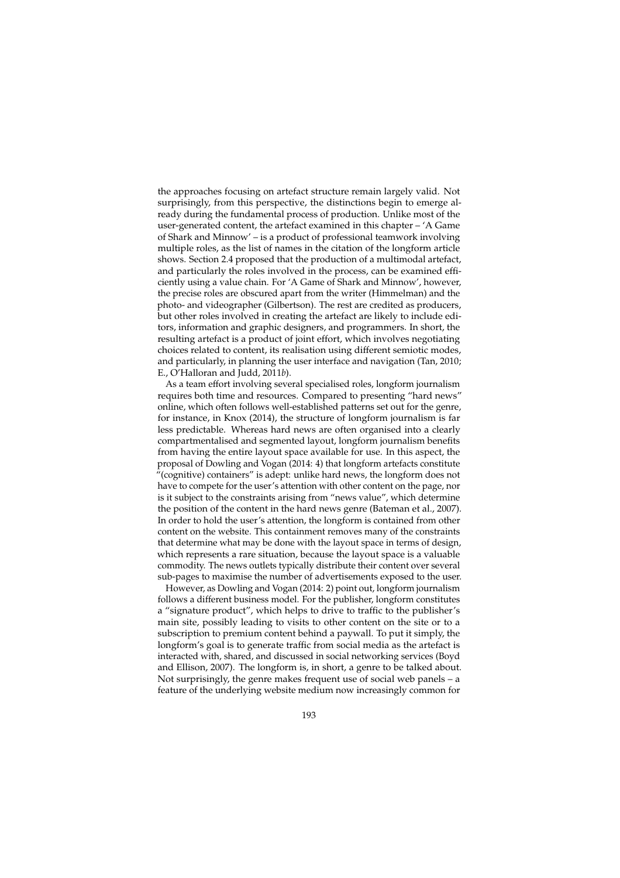the approaches focusing on artefact structure remain largely valid. Not surprisingly, from this perspective, the distinctions begin to emerge already during the fundamental process of production. Unlike most of the user-generated content, the artefact examined in this chapter – 'A Game of Shark and Minnow' – is a product of professional teamwork involving multiple roles, as the list of names in the citation of the longform article shows. Section 2.4 proposed that the production of a multimodal artefact, and particularly the roles involved in the process, can be examined efficiently using a value chain. For 'A Game of Shark and Minnow', however, the precise roles are obscured apart from the writer (Himmelman) and the photo- and videographer (Gilbertson). The rest are credited as producers, but other roles involved in creating the artefact are likely to include editors, information and graphic designers, and programmers. In short, the resulting artefact is a product of joint effort, which involves negotiating choices related to content, its realisation using different semiotic modes, and particularly, in planning the user interface and navigation (Tan, 2010; E., O'Halloran and Judd, 2011*b*).

As a team effort involving several specialised roles, longform journalism requires both time and resources. Compared to presenting "hard news" online, which often follows well-established patterns set out for the genre, for instance, in Knox (2014), the structure of longform journalism is far less predictable. Whereas hard news are often organised into a clearly compartmentalised and segmented layout, longform journalism benefits from having the entire layout space available for use. In this aspect, the proposal of Dowling and Vogan (2014: 4) that longform artefacts constitute "(cognitive) containers" is adept: unlike hard news, the longform does not have to compete for the user's attention with other content on the page, nor is it subject to the constraints arising from "news value", which determine the position of the content in the hard news genre (Bateman et al., 2007). In order to hold the user's attention, the longform is contained from other content on the website. This containment removes many of the constraints that determine what may be done with the layout space in terms of design, which represents a rare situation, because the layout space is a valuable commodity. The news outlets typically distribute their content over several sub-pages to maximise the number of advertisements exposed to the user.

However, as Dowling and Vogan (2014: 2) point out, longform journalism follows a different business model. For the publisher, longform constitutes a "signature product", which helps to drive to traffic to the publisher's main site, possibly leading to visits to other content on the site or to a subscription to premium content behind a paywall. To put it simply, the longform's goal is to generate traffic from social media as the artefact is interacted with, shared, and discussed in social networking services (Boyd and Ellison, 2007). The longform is, in short, a genre to be talked about. Not surprisingly, the genre makes frequent use of social web panels – a feature of the underlying website medium now increasingly common for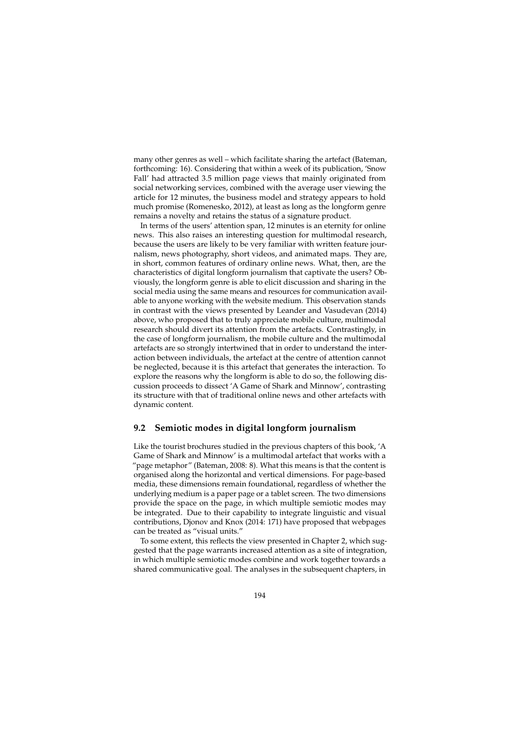many other genres as well – which facilitate sharing the artefact (Bateman, forthcoming: 16). Considering that within a week of its publication, 'Snow Fall' had attracted 3.5 million page views that mainly originated from social networking services, combined with the average user viewing the article for 12 minutes, the business model and strategy appears to hold much promise (Romenesko, 2012), at least as long as the longform genre remains a novelty and retains the status of a signature product.

In terms of the users' attention span, 12 minutes is an eternity for online news. This also raises an interesting question for multimodal research, because the users are likely to be very familiar with written feature journalism, news photography, short videos, and animated maps. They are, in short, common features of ordinary online news. What, then, are the characteristics of digital longform journalism that captivate the users? Obviously, the longform genre is able to elicit discussion and sharing in the social media using the same means and resources for communication available to anyone working with the website medium. This observation stands in contrast with the views presented by Leander and Vasudevan (2014) above, who proposed that to truly appreciate mobile culture, multimodal research should divert its attention from the artefacts. Contrastingly, in the case of longform journalism, the mobile culture and the multimodal artefacts are so strongly intertwined that in order to understand the interaction between individuals, the artefact at the centre of attention cannot be neglected, because it is this artefact that generates the interaction. To explore the reasons why the longform is able to do so, the following discussion proceeds to dissect 'A Game of Shark and Minnow', contrasting its structure with that of traditional online news and other artefacts with dynamic content.

## 9.2 Semiotic modes in digital longform journalism

Like the tourist brochures studied in the previous chapters of this book, 'A Game of Shark and Minnow' is a multimodal artefact that works with a "page metaphor" (Bateman, 2008: 8). What this means is that the content is organised along the horizontal and vertical dimensions. For page-based media, these dimensions remain foundational, regardless of whether the underlying medium is a paper page or a tablet screen. The two dimensions provide the space on the page, in which multiple semiotic modes may be integrated. Due to their capability to integrate linguistic and visual contributions, Djonov and Knox (2014: 171) have proposed that webpages can be treated as "visual units."

To some extent, this reflects the view presented in Chapter 2, which suggested that the page warrants increased attention as a site of integration, in which multiple semiotic modes combine and work together towards a shared communicative goal. The analyses in the subsequent chapters, in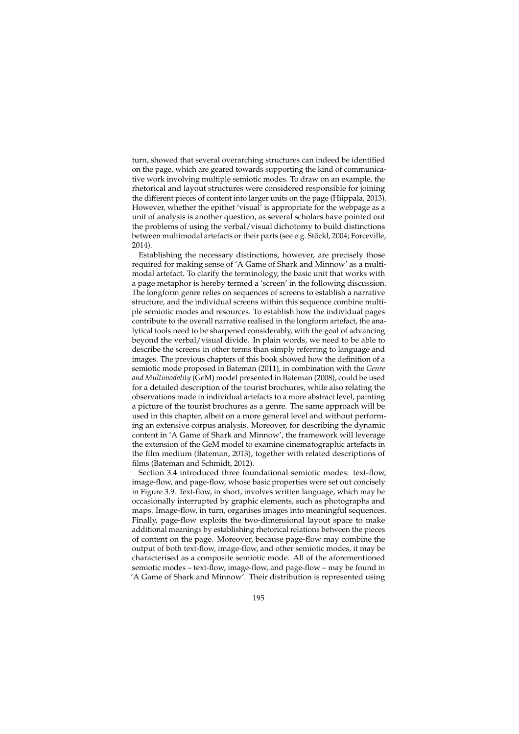turn, showed that several overarching structures can indeed be identified on the page, which are geared towards supporting the kind of communicative work involving multiple semiotic modes. To draw on an example, the rhetorical and layout structures were considered responsible for joining the different pieces of content into larger units on the page (Hiippala, 2013). However, whether the epithet 'visual' is appropriate for the webpage as a unit of analysis is another question, as several scholars have pointed out the problems of using the verbal/visual dichotomy to build distinctions between multimodal artefacts or their parts (see e.g. Stöckl, 2004; Forceville, 2014).

Establishing the necessary distinctions, however, are precisely those required for making sense of 'A Game of Shark and Minnow' as a multimodal artefact. To clarify the terminology, the basic unit that works with a page metaphor is hereby termed a 'screen' in the following discussion. The longform genre relies on sequences of screens to establish a narrative structure, and the individual screens within this sequence combine multiple semiotic modes and resources. To establish how the individual pages contribute to the overall narrative realised in the longform artefact, the analytical tools need to be sharpened considerably, with the goal of advancing beyond the verbal/visual divide. In plain words, we need to be able to describe the screens in other terms than simply referring to language and images. The previous chapters of this book showed how the definition of a semiotic mode proposed in Bateman (2011), in combination with the *Genre and Multimodality* (GeM) model presented in Bateman (2008), could be used for a detailed description of the tourist brochures, while also relating the observations made in individual artefacts to a more abstract level, painting a picture of the tourist brochures as a genre. The same approach will be used in this chapter, albeit on a more general level and without performing an extensive corpus analysis. Moreover, for describing the dynamic content in 'A Game of Shark and Minnow', the framework will leverage the extension of the GeM model to examine cinematographic artefacts in the film medium (Bateman, 2013), together with related descriptions of films (Bateman and Schmidt, 2012).

Section 3.4 introduced three foundational semiotic modes: text-flow, image-flow, and page-flow, whose basic properties were set out concisely in Figure 3.9. Text-flow, in short, involves written language, which may be occasionally interrupted by graphic elements, such as photographs and maps. Image-flow, in turn, organises images into meaningful sequences. Finally, page-flow exploits the two-dimensional layout space to make additional meanings by establishing rhetorical relations between the pieces of content on the page. Moreover, because page-flow may combine the output of both text-flow, image-flow, and other semiotic modes, it may be characterised as a composite semiotic mode. All of the aforementioned semiotic modes – text-flow, image-flow, and page-flow – may be found in 'A Game of Shark and Minnow'. Their distribution is represented using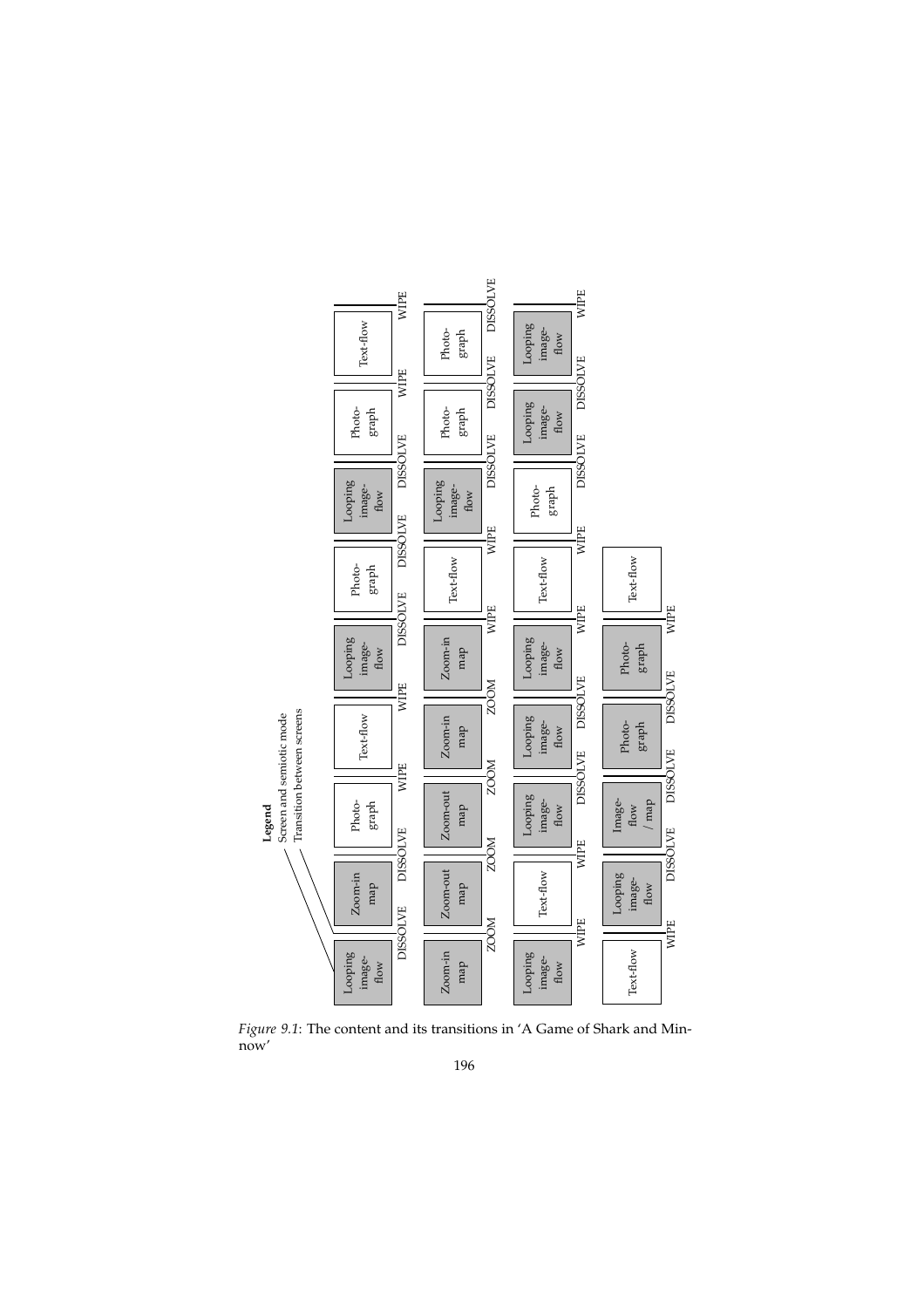**Legend**
Screen and semiotic mode
Transition between screens

Looping image-flow → DISSOLVE → Zoom-in map → DISSOLVE → Photograph → WIPE → Text-flow → WIPE → Looping image-flow → DISSOLVE → Photograph → DISSOLVE → Looping image-flow → DISSOLVE → Photograph → WIPE → Text-flow → WIPE

Zoom-in map → ZOOM → Zoom-out map → ZOOM → Zoom-out map → ZOOM → Zoom-in map → ZOOM → Zoom-in map → WIPE → Text-flow → WIPE → Looping image-flow → DISSOLVE → Photograph → DISSOLVE → Photograph → DISSOLVE

Looping image-flow → WIPE → Text-flow → WIPE → Looping image-flow → DISSOLVE → Looping image-flow → DISSOLVE → Looping image-flow → WIPE → Text-flow → WIPE → Photograph → DISSOLVE → Looping image-flow → DISSOLVE → Looping image-flow → WIPE

Text-flow → WIPE → Looping image-flow → DISSOLVE → Image-flow / map → DISSOLVE → Photograph → DISSOLVE → Photograph → WIPE → Text-flow

*Figure 9.1*: The content and its transitions in 'A Game of Shark and Minnow'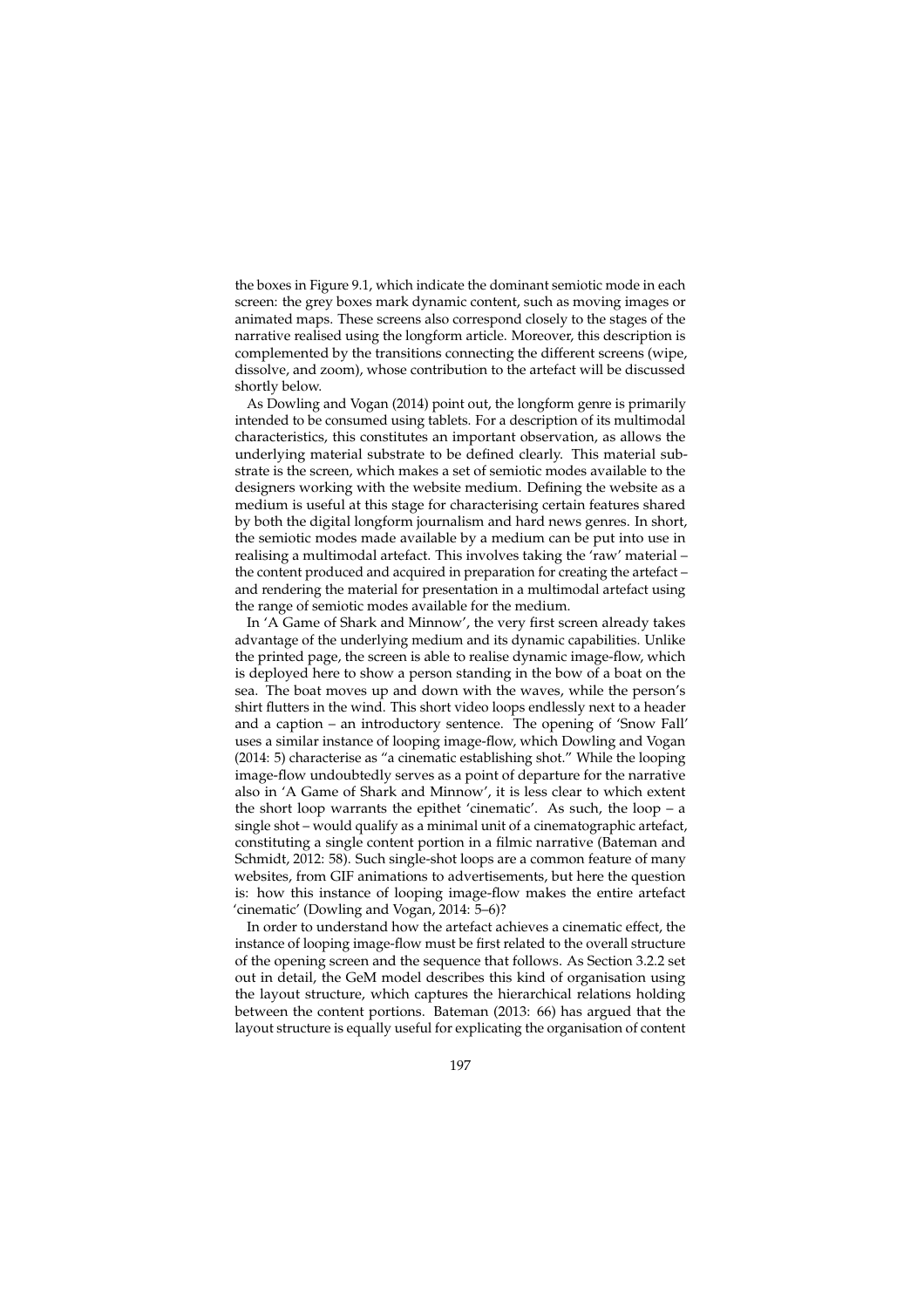the boxes in Figure 9.1, which indicate the dominant semiotic mode in each screen: the grey boxes mark dynamic content, such as moving images or animated maps. These screens also correspond closely to the stages of the narrative realised using the longform article. Moreover, this description is complemented by the transitions connecting the different screens (wipe, dissolve, and zoom), whose contribution to the artefact will be discussed shortly below.

As Dowling and Vogan (2014) point out, the longform genre is primarily intended to be consumed using tablets. For a description of its multimodal characteristics, this constitutes an important observation, as allows the underlying material substrate to be defined clearly. This material substrate is the screen, which makes a set of semiotic modes available to the designers working with the website medium. Defining the website as a medium is useful at this stage for characterising certain features shared by both the digital longform journalism and hard news genres. In short, the semiotic modes made available by a medium can be put into use in realising a multimodal artefact. This involves taking the 'raw' material – the content produced and acquired in preparation for creating the artefact – and rendering the material for presentation in a multimodal artefact using the range of semiotic modes available for the medium.

In 'A Game of Shark and Minnow', the very first screen already takes advantage of the underlying medium and its dynamic capabilities. Unlike the printed page, the screen is able to realise dynamic image-flow, which is deployed here to show a person standing in the bow of a boat on the sea. The boat moves up and down with the waves, while the person's shirt flutters in the wind. This short video loops endlessly next to a header and a caption – an introductory sentence. The opening of 'Snow Fall' uses a similar instance of looping image-flow, which Dowling and Vogan (2014: 5) characterise as "a cinematic establishing shot." While the looping image-flow undoubtedly serves as a point of departure for the narrative also in 'A Game of Shark and Minnow', it is less clear to which extent the short loop warrants the epithet 'cinematic'. As such, the loop – a single shot – would qualify as a minimal unit of a cinematographic artefact, constituting a single content portion in a filmic narrative (Bateman and Schmidt, 2012: 58). Such single-shot loops are a common feature of many websites, from GIF animations to advertisements, but here the question is: how this instance of looping image-flow makes the entire artefact 'cinematic' (Dowling and Vogan, 2014: 5–6)?

In order to understand how the artefact achieves a cinematic effect, the instance of looping image-flow must be first related to the overall structure of the opening screen and the sequence that follows. As Section 3.2.2 set out in detail, the GeM model describes this kind of organisation using the layout structure, which captures the hierarchical relations holding between the content portions. Bateman (2013: 66) has argued that the layout structure is equally useful for explicating the organisation of content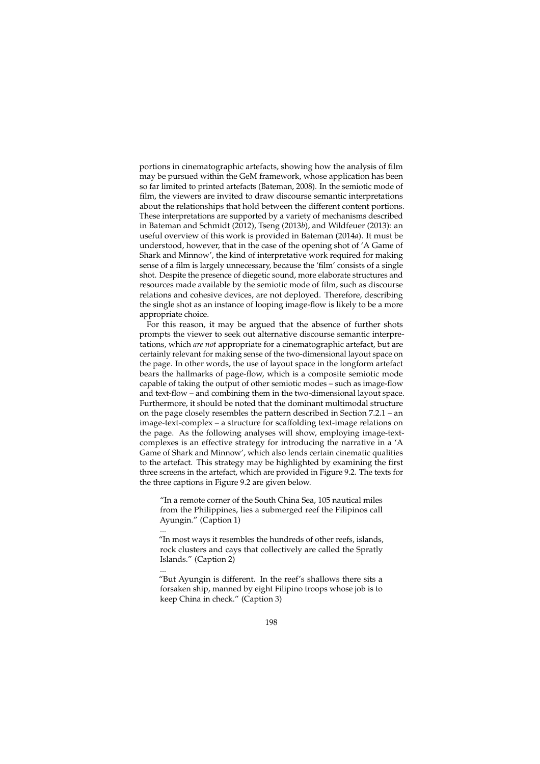portions in cinematographic artefacts, showing how the analysis of film may be pursued within the GeM framework, whose application has been so far limited to printed artefacts (Bateman, 2008). In the semiotic mode of film, the viewers are invited to draw discourse semantic interpretations about the relationships that hold between the different content portions. These interpretations are supported by a variety of mechanisms described in Bateman and Schmidt (2012), Tseng (2013*b*), and Wildfeuer (2013): an useful overview of this work is provided in Bateman (2014*a*). It must be understood, however, that in the case of the opening shot of 'A Game of Shark and Minnow', the kind of interpretative work required for making sense of a film is largely unnecessary, because the 'film' consists of a single shot. Despite the presence of diegetic sound, more elaborate structures and resources made available by the semiotic mode of film, such as discourse relations and cohesive devices, are not deployed. Therefore, describing the single shot as an instance of looping image-flow is likely to be a more appropriate choice.

For this reason, it may be argued that the absence of further shots prompts the viewer to seek out alternative discourse semantic interpretations, which *are not* appropriate for a cinematographic artefact, but are certainly relevant for making sense of the two-dimensional layout space on the page. In other words, the use of layout space in the longform artefact bears the hallmarks of page-flow, which is a composite semiotic mode capable of taking the output of other semiotic modes – such as image-flow and text-flow – and combining them in the two-dimensional layout space. Furthermore, it should be noted that the dominant multimodal structure on the page closely resembles the pattern described in Section 7.2.1 – an image-text-complex – a structure for scaffolding text-image relations on the page. As the following analyses will show, employing image-text-complexes is an effective strategy for introducing the narrative in a 'A Game of Shark and Minnow', which also lends certain cinematic qualities to the artefact. This strategy may be highlighted by examining the first three screens in the artefact, which are provided in Figure 9.2. The texts for the three captions in Figure 9.2 are given below.

> "In a remote corner of the South China Sea, 105 nautical miles from the Philippines, lies a submerged reef the Filipinos call Ayungin." (Caption 1)
>
> ...
>
> "In most ways it resembles the hundreds of other reefs, islands, rock clusters and cays that collectively are called the Spratly Islands." (Caption 2)
>
> ...
>
> "But Ayungin is different. In the reef's shallows there sits a forsaken ship, manned by eight Filipino troops whose job is to keep China in check." (Caption 3)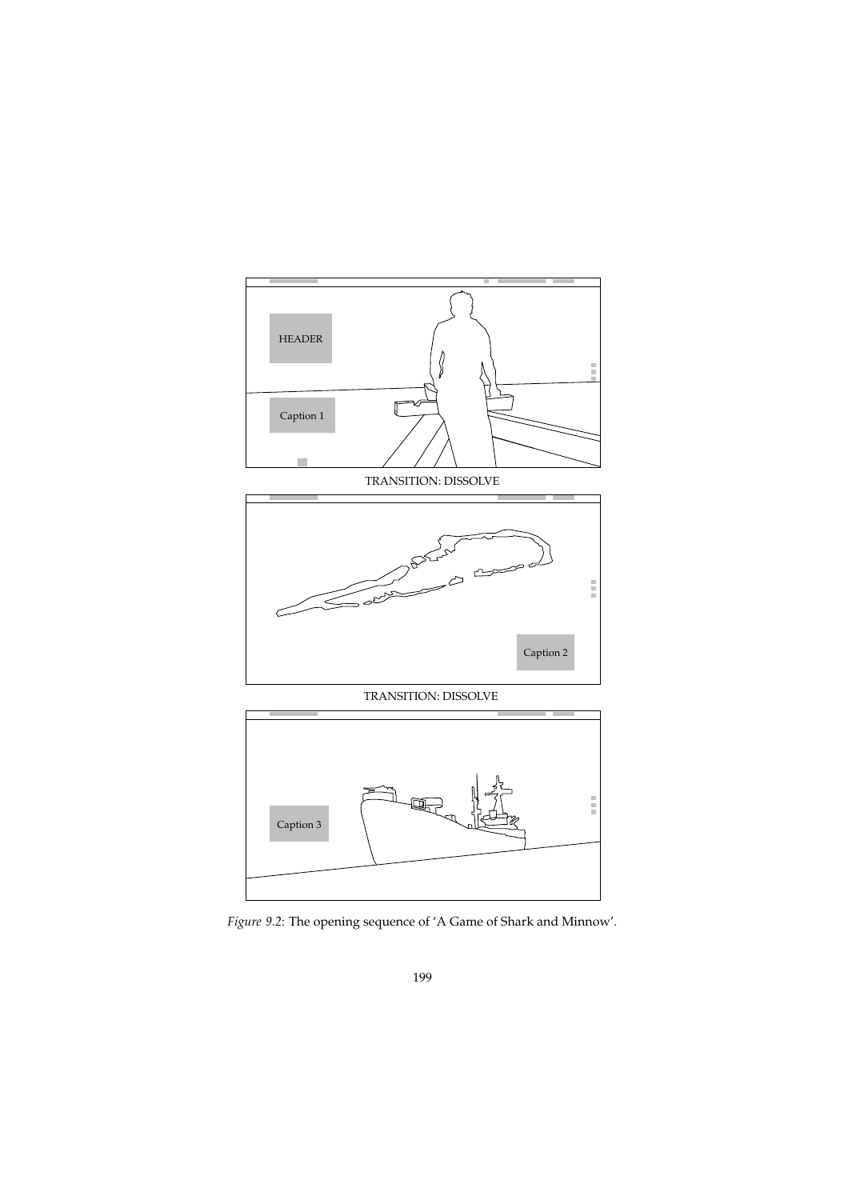HEADER

Caption 1

TRANSITION: DISSOLVE

Caption 2

TRANSITION: DISSOLVE

Caption 3

*Figure 9.2*: The opening sequence of 'A Game of Shark and Minnow'.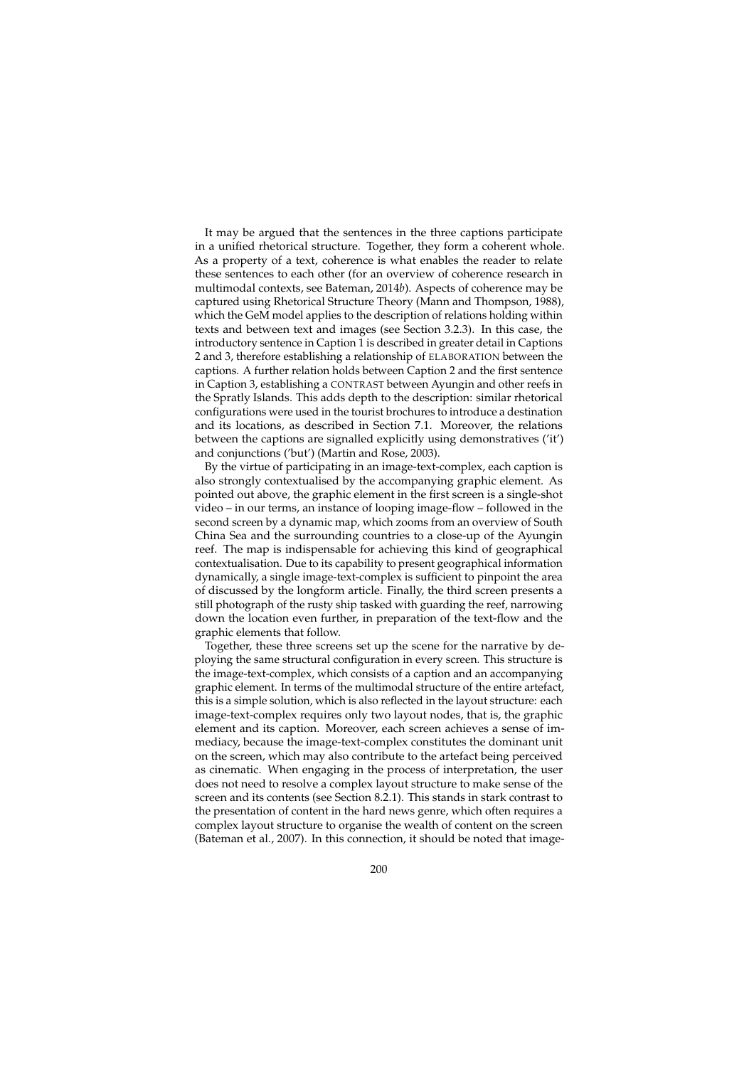It may be argued that the sentences in the three captions participate in a unified rhetorical structure. Together, they form a coherent whole. As a property of a text, coherence is what enables the reader to relate these sentences to each other (for an overview of coherence research in multimodal contexts, see Bateman, 2014*b*). Aspects of coherence may be captured using Rhetorical Structure Theory (Mann and Thompson, 1988), which the GeM model applies to the description of relations holding within texts and between text and images (see Section 3.2.3). In this case, the introductory sentence in Caption 1 is described in greater detail in Captions 2 and 3, therefore establishing a relationship of ELABORATION between the captions. A further relation holds between Caption 2 and the first sentence in Caption 3, establishing a CONTRAST between Ayungin and other reefs in the Spratly Islands. This adds depth to the description: similar rhetorical configurations were used in the tourist brochures to introduce a destination and its locations, as described in Section 7.1. Moreover, the relations between the captions are signalled explicitly using demonstratives ('it') and conjunctions ('but') (Martin and Rose, 2003).

By the virtue of participating in an image-text-complex, each caption is also strongly contextualised by the accompanying graphic element. As pointed out above, the graphic element in the first screen is a single-shot video – in our terms, an instance of looping image-flow – followed in the second screen by a dynamic map, which zooms from an overview of South China Sea and the surrounding countries to a close-up of the Ayungin reef. The map is indispensable for achieving this kind of geographical contextualisation. Due to its capability to present geographical information dynamically, a single image-text-complex is sufficient to pinpoint the area of discussed by the longform article. Finally, the third screen presents a still photograph of the rusty ship tasked with guarding the reef, narrowing down the location even further, in preparation of the text-flow and the graphic elements that follow.

Together, these three screens set up the scene for the narrative by deploying the same structural configuration in every screen. This structure is the image-text-complex, which consists of a caption and an accompanying graphic element. In terms of the multimodal structure of the entire artefact, this is a simple solution, which is also reflected in the layout structure: each image-text-complex requires only two layout nodes, that is, the graphic element and its caption. Moreover, each screen achieves a sense of immediacy, because the image-text-complex constitutes the dominant unit on the screen, which may also contribute to the artefact being perceived as cinematic. When engaging in the process of interpretation, the user does not need to resolve a complex layout structure to make sense of the screen and its contents (see Section 8.2.1). This stands in stark contrast to the presentation of content in the hard news genre, which often requires a complex layout structure to organise the wealth of content on the screen (Bateman et al., 2007). In this connection, it should be noted that image-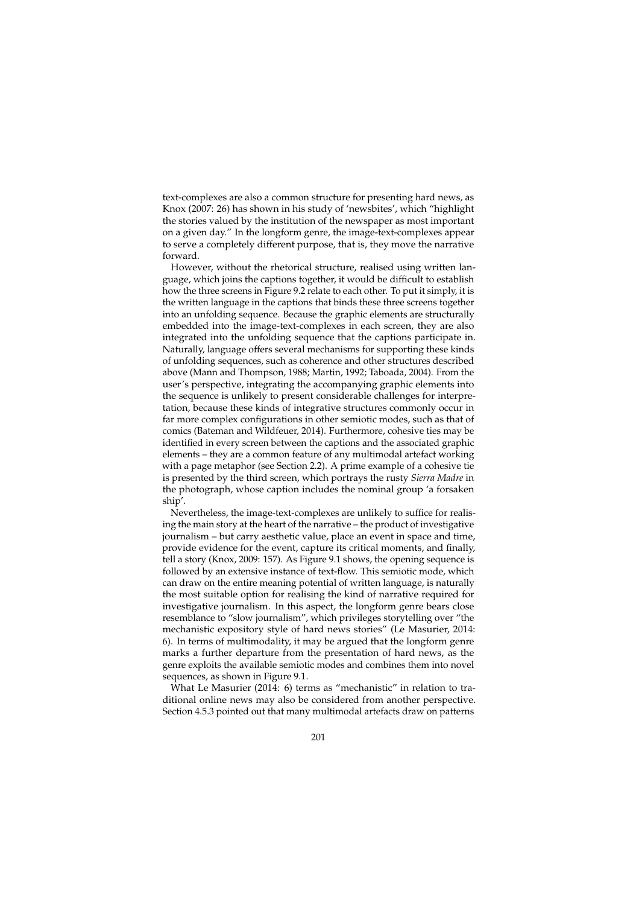text-complexes are also a common structure for presenting hard news, as Knox (2007: 26) has shown in his study of 'newsbites', which "highlight the stories valued by the institution of the newspaper as most important on a given day." In the longform genre, the image-text-complexes appear to serve a completely different purpose, that is, they move the narrative forward.

However, without the rhetorical structure, realised using written language, which joins the captions together, it would be difficult to establish how the three screens in Figure 9.2 relate to each other. To put it simply, it is the written language in the captions that binds these three screens together into an unfolding sequence. Because the graphic elements are structurally embedded into the image-text-complexes in each screen, they are also integrated into the unfolding sequence that the captions participate in. Naturally, language offers several mechanisms for supporting these kinds of unfolding sequences, such as coherence and other structures described above (Mann and Thompson, 1988; Martin, 1992; Taboada, 2004). From the user's perspective, integrating the accompanying graphic elements into the sequence is unlikely to present considerable challenges for interpretation, because these kinds of integrative structures commonly occur in far more complex configurations in other semiotic modes, such as that of comics (Bateman and Wildfeuer, 2014). Furthermore, cohesive ties may be identified in every screen between the captions and the associated graphic elements – they are a common feature of any multimodal artefact working with a page metaphor (see Section 2.2). A prime example of a cohesive tie is presented by the third screen, which portrays the rusty *Sierra Madre* in the photograph, whose caption includes the nominal group 'a forsaken ship'.

Nevertheless, the image-text-complexes are unlikely to suffice for realising the main story at the heart of the narrative – the product of investigative journalism – but carry aesthetic value, place an event in space and time, provide evidence for the event, capture its critical moments, and finally, tell a story (Knox, 2009: 157). As Figure 9.1 shows, the opening sequence is followed by an extensive instance of text-flow. This semiotic mode, which can draw on the entire meaning potential of written language, is naturally the most suitable option for realising the kind of narrative required for investigative journalism. In this aspect, the longform genre bears close resemblance to "slow journalism", which privileges storytelling over "the mechanistic expository style of hard news stories" (Le Masurier, 2014: 6). In terms of multimodality, it may be argued that the longform genre marks a further departure from the presentation of hard news, as the genre exploits the available semiotic modes and combines them into novel sequences, as shown in Figure 9.1.

What Le Masurier (2014: 6) terms as "mechanistic" in relation to traditional online news may also be considered from another perspective. Section 4.5.3 pointed out that many multimodal artefacts draw on patterns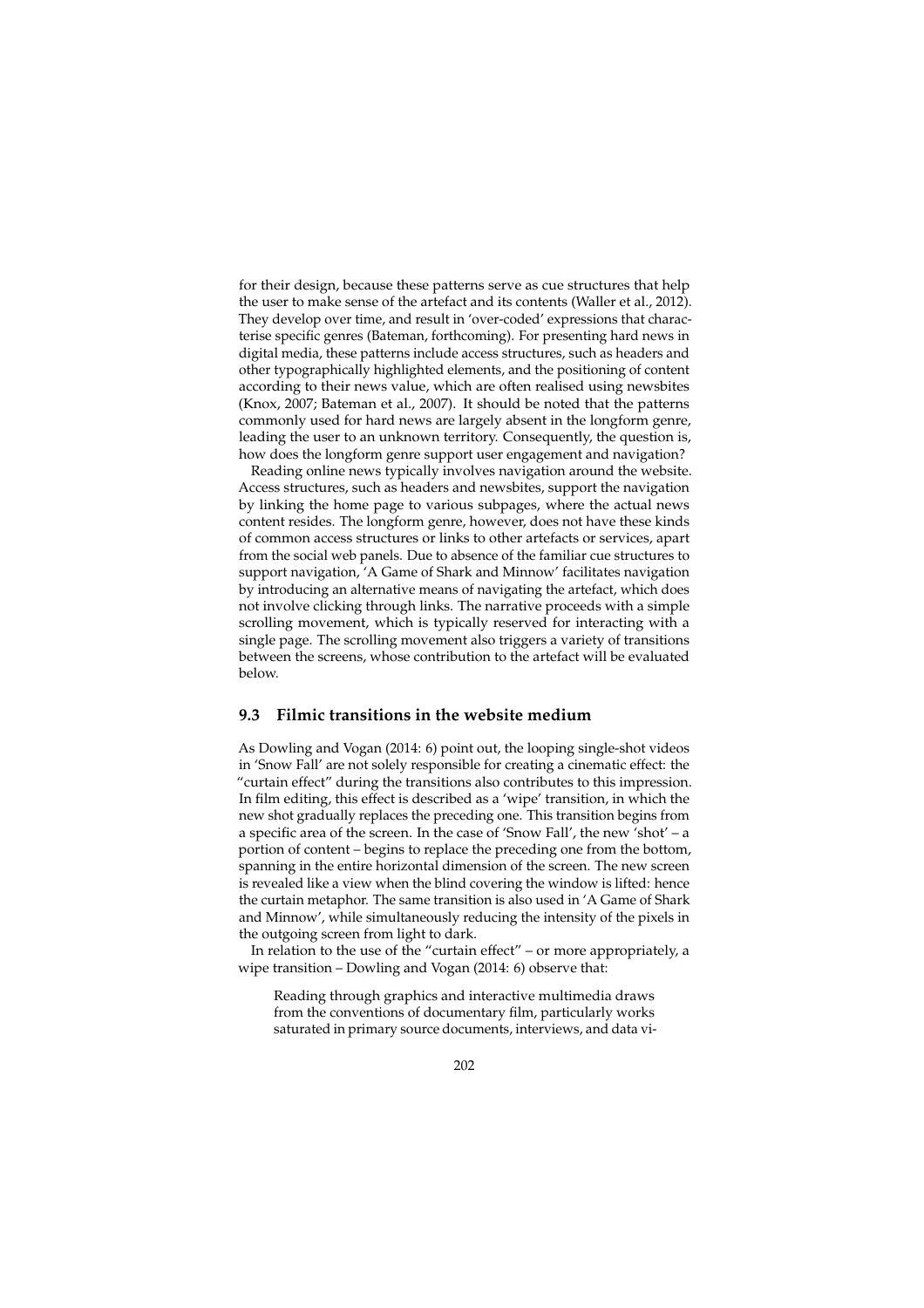for their design, because these patterns serve as cue structures that help the user to make sense of the artefact and its contents (Waller et al., 2012). They develop over time, and result in 'over-coded' expressions that characterise specific genres (Bateman, forthcoming). For presenting hard news in digital media, these patterns include access structures, such as headers and other typographically highlighted elements, and the positioning of content according to their news value, which are often realised using newsbites (Knox, 2007; Bateman et al., 2007). It should be noted that the patterns commonly used for hard news are largely absent in the longform genre, leading the user to an unknown territory. Consequently, the question is, how does the longform genre support user engagement and navigation?

Reading online news typically involves navigation around the website. Access structures, such as headers and newsbites, support the navigation by linking the home page to various subpages, where the actual news content resides. The longform genre, however, does not have these kinds of common access structures or links to other artefacts or services, apart from the social web panels. Due to absence of the familiar cue structures to support navigation, 'A Game of Shark and Minnow' facilitates navigation by introducing an alternative means of navigating the artefact, which does not involve clicking through links. The narrative proceeds with a simple scrolling movement, which is typically reserved for interacting with a single page. The scrolling movement also triggers a variety of transitions between the screens, whose contribution to the artefact will be evaluated below.

## 9.3 Filmic transitions in the website medium

As Dowling and Vogan (2014: 6) point out, the looping single-shot videos in 'Snow Fall' are not solely responsible for creating a cinematic effect: the "curtain effect" during the transitions also contributes to this impression. In film editing, this effect is described as a 'wipe' transition, in which the new shot gradually replaces the preceding one. This transition begins from a specific area of the screen. In the case of 'Snow Fall', the new 'shot' – a portion of content – begins to replace the preceding one from the bottom, spanning in the entire horizontal dimension of the screen. The new screen is revealed like a view when the blind covering the window is lifted: hence the curtain metaphor. The same transition is also used in 'A Game of Shark and Minnow', while simultaneously reducing the intensity of the pixels in the outgoing screen from light to dark.

In relation to the use of the "curtain effect" – or more appropriately, a wipe transition – Dowling and Vogan (2014: 6) observe that:

> Reading through graphics and interactive multimedia draws from the conventions of documentary film, particularly works saturated in primary source documents, interviews, and data vi-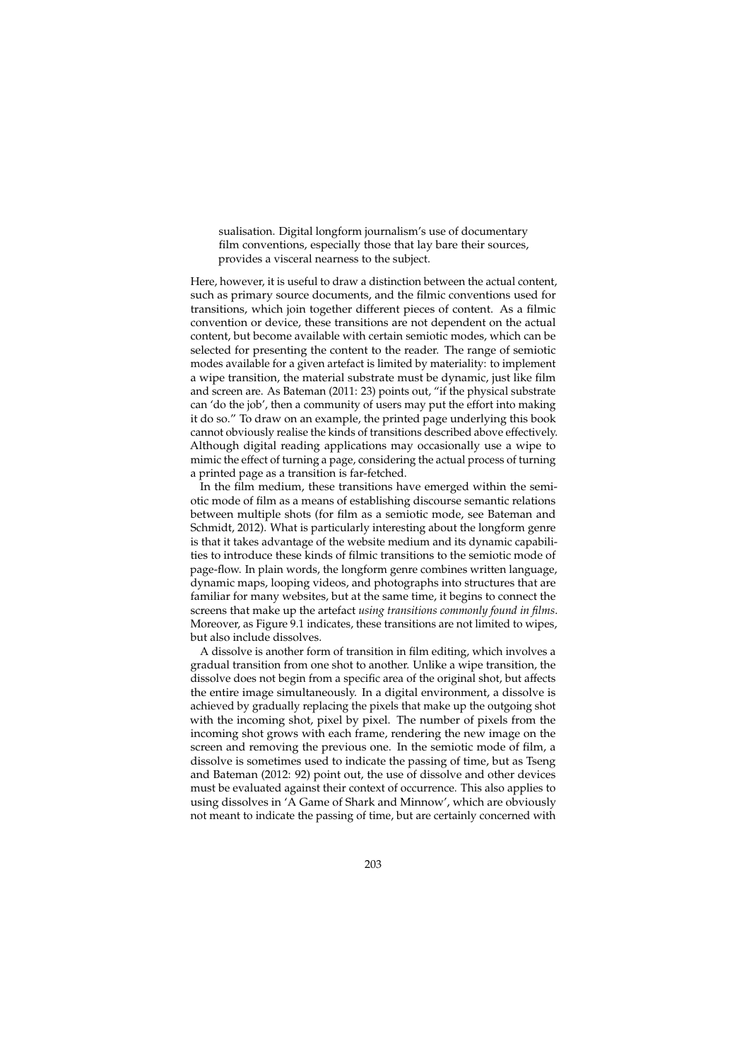sualisation. Digital longform journalism's use of documentary film conventions, especially those that lay bare their sources, provides a visceral nearness to the subject.

Here, however, it is useful to draw a distinction between the actual content, such as primary source documents, and the filmic conventions used for transitions, which join together different pieces of content. As a filmic convention or device, these transitions are not dependent on the actual content, but become available with certain semiotic modes, which can be selected for presenting the content to the reader. The range of semiotic modes available for a given artefact is limited by materiality: to implement a wipe transition, the material substrate must be dynamic, just like film and screen are. As Bateman (2011: 23) points out, "if the physical substrate can 'do the job', then a community of users may put the effort into making it do so." To draw on an example, the printed page underlying this book cannot obviously realise the kinds of transitions described above effectively. Although digital reading applications may occasionally use a wipe to mimic the effect of turning a page, considering the actual process of turning a printed page as a transition is far-fetched.

In the film medium, these transitions have emerged within the semiotic mode of film as a means of establishing discourse semantic relations between multiple shots (for film as a semiotic mode, see Bateman and Schmidt, 2012). What is particularly interesting about the longform genre is that it takes advantage of the website medium and its dynamic capabilities to introduce these kinds of filmic transitions to the semiotic mode of page-flow. In plain words, the longform genre combines written language, dynamic maps, looping videos, and photographs into structures that are familiar for many websites, but at the same time, it begins to connect the screens that make up the artefact *using transitions commonly found in films*. Moreover, as Figure 9.1 indicates, these transitions are not limited to wipes, but also include dissolves.

A dissolve is another form of transition in film editing, which involves a gradual transition from one shot to another. Unlike a wipe transition, the dissolve does not begin from a specific area of the original shot, but affects the entire image simultaneously. In a digital environment, a dissolve is achieved by gradually replacing the pixels that make up the outgoing shot with the incoming shot, pixel by pixel. The number of pixels from the incoming shot grows with each frame, rendering the new image on the screen and removing the previous one. In the semiotic mode of film, a dissolve is sometimes used to indicate the passing of time, but as Tseng and Bateman (2012: 92) point out, the use of dissolve and other devices must be evaluated against their context of occurrence. This also applies to using dissolves in 'A Game of Shark and Minnow', which are obviously not meant to indicate the passing of time, but are certainly concerned with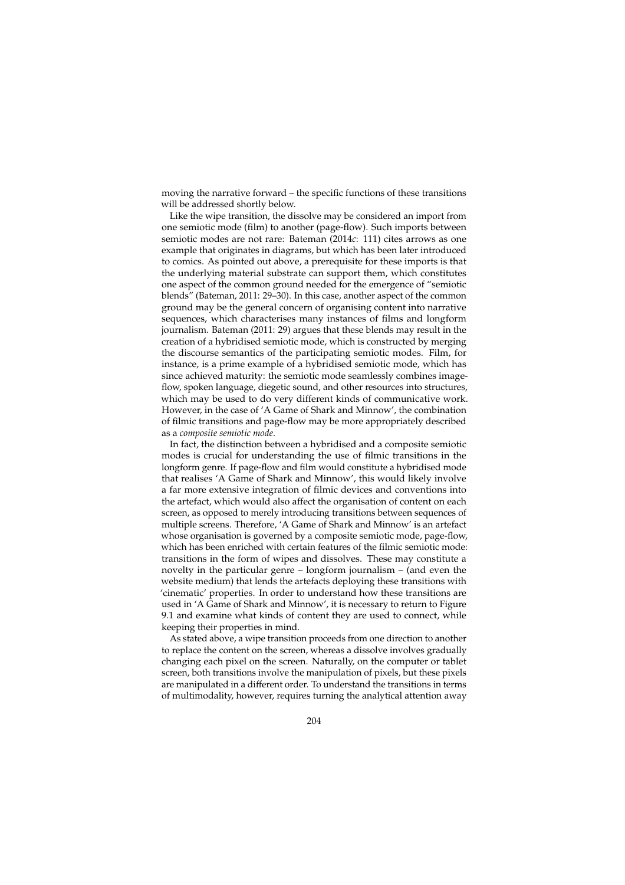moving the narrative forward – the specific functions of these transitions will be addressed shortly below.

Like the wipe transition, the dissolve may be considered an import from one semiotic mode (film) to another (page-flow). Such imports between semiotic modes are not rare: Bateman (2014*c*: 111) cites arrows as one example that originates in diagrams, but which has been later introduced to comics. As pointed out above, a prerequisite for these imports is that the underlying material substrate can support them, which constitutes one aspect of the common ground needed for the emergence of "semiotic blends" (Bateman, 2011: 29–30). In this case, another aspect of the common ground may be the general concern of organising content into narrative sequences, which characterises many instances of films and longform journalism. Bateman (2011: 29) argues that these blends may result in the creation of a hybridised semiotic mode, which is constructed by merging the discourse semantics of the participating semiotic modes. Film, for instance, is a prime example of a hybridised semiotic mode, which has since achieved maturity: the semiotic mode seamlessly combines image-flow, spoken language, diegetic sound, and other resources into structures, which may be used to do very different kinds of communicative work. However, in the case of 'A Game of Shark and Minnow', the combination of filmic transitions and page-flow may be more appropriately described as a *composite semiotic mode*.

In fact, the distinction between a hybridised and a composite semiotic modes is crucial for understanding the use of filmic transitions in the longform genre. If page-flow and film would constitute a hybridised mode that realises 'A Game of Shark and Minnow', this would likely involve a far more extensive integration of filmic devices and conventions into the artefact, which would also affect the organisation of content on each screen, as opposed to merely introducing transitions between sequences of multiple screens. Therefore, 'A Game of Shark and Minnow' is an artefact whose organisation is governed by a composite semiotic mode, page-flow, which has been enriched with certain features of the filmic semiotic mode: transitions in the form of wipes and dissolves. These may constitute a novelty in the particular genre – longform journalism – (and even the website medium) that lends the artefacts deploying these transitions with 'cinematic' properties. In order to understand how these transitions are used in 'A Game of Shark and Minnow', it is necessary to return to Figure 9.1 and examine what kinds of content they are used to connect, while keeping their properties in mind.

As stated above, a wipe transition proceeds from one direction to another to replace the content on the screen, whereas a dissolve involves gradually changing each pixel on the screen. Naturally, on the computer or tablet screen, both transitions involve the manipulation of pixels, but these pixels are manipulated in a different order. To understand the transitions in terms of multimodality, however, requires turning the analytical attention away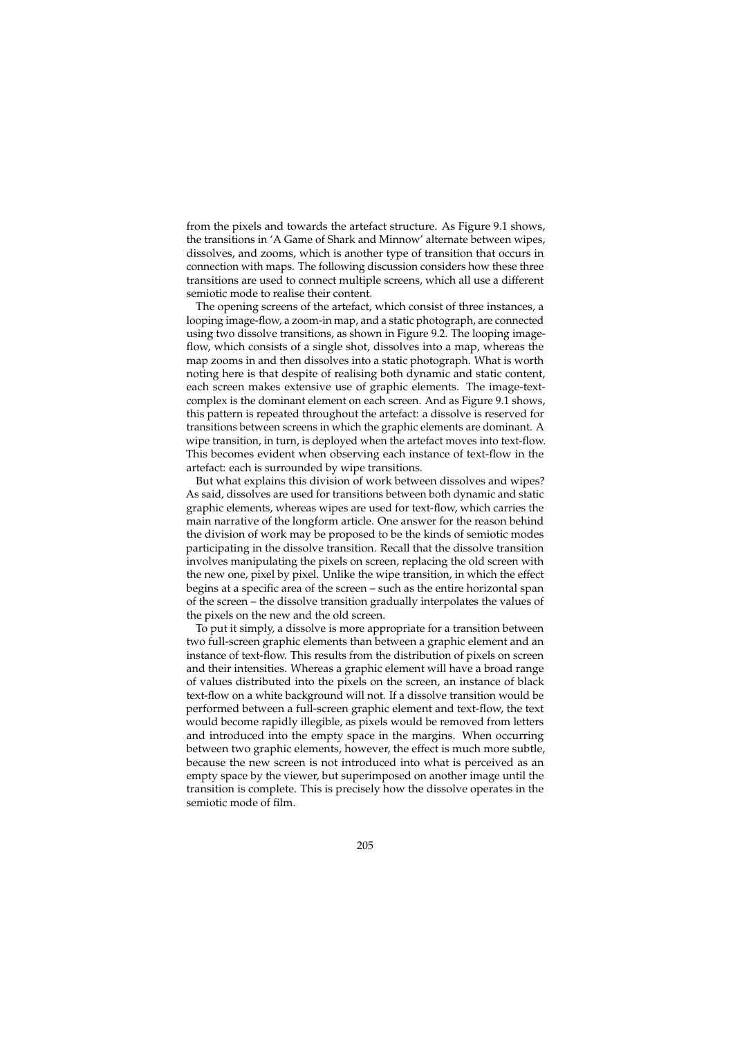from the pixels and towards the artefact structure. As Figure 9.1 shows, the transitions in 'A Game of Shark and Minnow' alternate between wipes, dissolves, and zooms, which is another type of transition that occurs in connection with maps. The following discussion considers how these three transitions are used to connect multiple screens, which all use a different semiotic mode to realise their content.

The opening screens of the artefact, which consist of three instances, a looping image-flow, a zoom-in map, and a static photograph, are connected using two dissolve transitions, as shown in Figure 9.2. The looping image-flow, which consists of a single shot, dissolves into a map, whereas the map zooms in and then dissolves into a static photograph. What is worth noting here is that despite of realising both dynamic and static content, each screen makes extensive use of graphic elements. The image-text-complex is the dominant element on each screen. And as Figure 9.1 shows, this pattern is repeated throughout the artefact: a dissolve is reserved for transitions between screens in which the graphic elements are dominant. A wipe transition, in turn, is deployed when the artefact moves into text-flow. This becomes evident when observing each instance of text-flow in the artefact: each is surrounded by wipe transitions.

But what explains this division of work between dissolves and wipes? As said, dissolves are used for transitions between both dynamic and static graphic elements, whereas wipes are used for text-flow, which carries the main narrative of the longform article. One answer for the reason behind the division of work may be proposed to be the kinds of semiotic modes participating in the dissolve transition. Recall that the dissolve transition involves manipulating the pixels on screen, replacing the old screen with the new one, pixel by pixel. Unlike the wipe transition, in which the effect begins at a specific area of the screen – such as the entire horizontal span of the screen – the dissolve transition gradually interpolates the values of the pixels on the new and the old screen.

To put it simply, a dissolve is more appropriate for a transition between two full-screen graphic elements than between a graphic element and an instance of text-flow. This results from the distribution of pixels on screen and their intensities. Whereas a graphic element will have a broad range of values distributed into the pixels on the screen, an instance of black text-flow on a white background will not. If a dissolve transition would be performed between a full-screen graphic element and text-flow, the text would become rapidly illegible, as pixels would be removed from letters and introduced into the empty space in the margins. When occurring between two graphic elements, however, the effect is much more subtle, because the new screen is not introduced into what is perceived as an empty space by the viewer, but superimposed on another image until the transition is complete. This is precisely how the dissolve operates in the semiotic mode of film.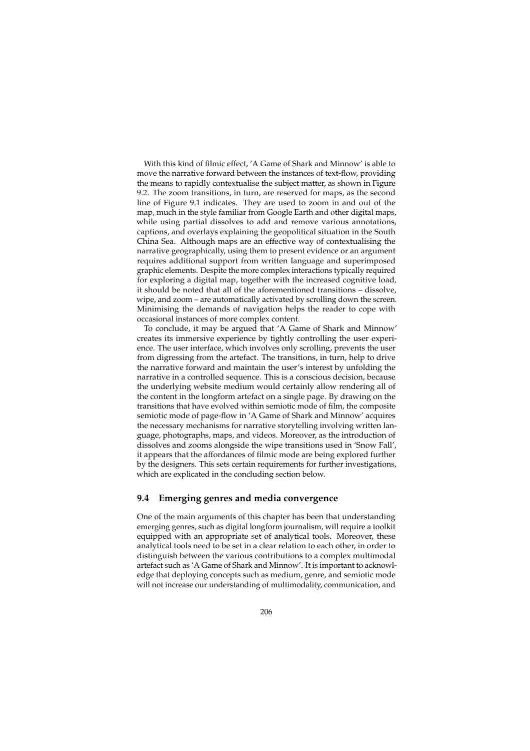With this kind of filmic effect, 'A Game of Shark and Minnow' is able to move the narrative forward between the instances of text-flow, providing the means to rapidly contextualise the subject matter, as shown in Figure 9.2. The zoom transitions, in turn, are reserved for maps, as the second line of Figure 9.1 indicates. They are used to zoom in and out of the map, much in the style familiar from Google Earth and other digital maps, while using partial dissolves to add and remove various annotations, captions, and overlays explaining the geopolitical situation in the South China Sea. Although maps are an effective way of contextualising the narrative geographically, using them to present evidence or an argument requires additional support from written language and superimposed graphic elements. Despite the more complex interactions typically required for exploring a digital map, together with the increased cognitive load, it should be noted that all of the aforementioned transitions – dissolve, wipe, and zoom – are automatically activated by scrolling down the screen. Minimising the demands of navigation helps the reader to cope with occasional instances of more complex content.

To conclude, it may be argued that 'A Game of Shark and Minnow' creates its immersive experience by tightly controlling the user experience. The user interface, which involves only scrolling, prevents the user from digressing from the artefact. The transitions, in turn, help to drive the narrative forward and maintain the user's interest by unfolding the narrative in a controlled sequence. This is a conscious decision, because the underlying website medium would certainly allow rendering all of the content in the longform artefact on a single page. By drawing on the transitions that have evolved within semiotic mode of film, the composite semiotic mode of page-flow in 'A Game of Shark and Minnow' acquires the necessary mechanisms for narrative storytelling involving written language, photographs, maps, and videos. Moreover, as the introduction of dissolves and zooms alongside the wipe transitions used in 'Snow Fall', it appears that the affordances of filmic mode are being explored further by the designers. This sets certain requirements for further investigations, which are explicated in the concluding section below.

## 9.4 Emerging genres and media convergence

One of the main arguments of this chapter has been that understanding emerging genres, such as digital longform journalism, will require a toolkit equipped with an appropriate set of analytical tools. Moreover, these analytical tools need to be set in a clear relation to each other, in order to distinguish between the various contributions to a complex multimodal artefact such as 'A Game of Shark and Minnow'. It is important to acknowledge that deploying concepts such as medium, genre, and semiotic mode will not increase our understanding of multimodality, communication, and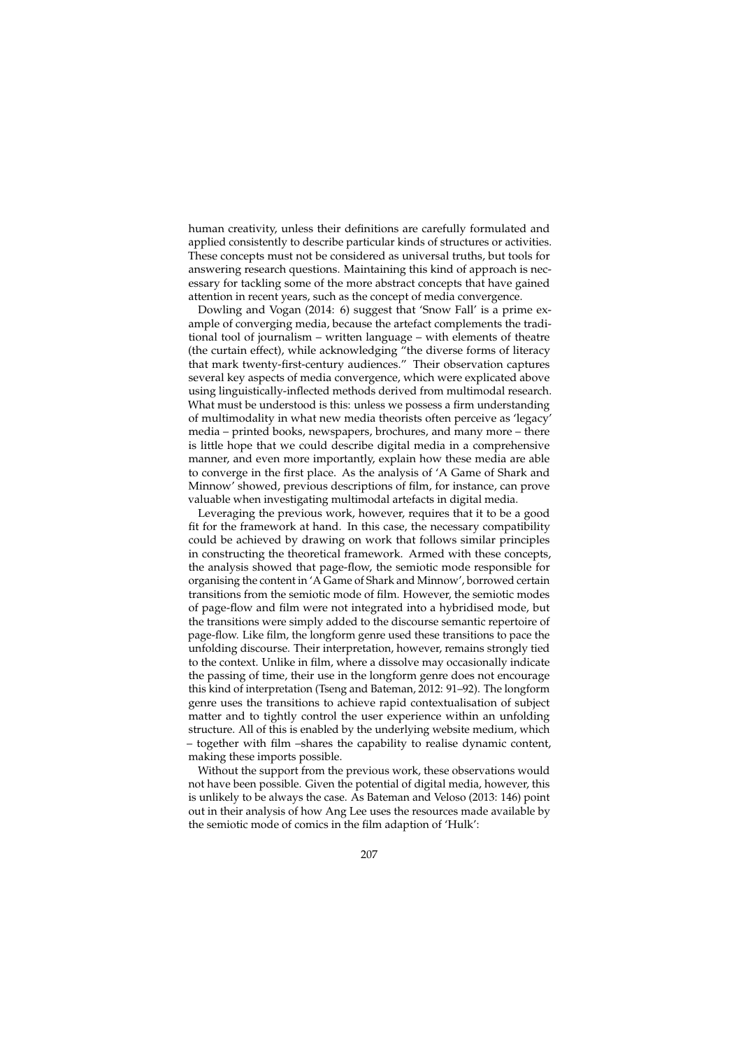human creativity, unless their definitions are carefully formulated and applied consistently to describe particular kinds of structures or activities. These concepts must not be considered as universal truths, but tools for answering research questions. Maintaining this kind of approach is necessary for tackling some of the more abstract concepts that have gained attention in recent years, such as the concept of media convergence.

Dowling and Vogan (2014: 6) suggest that 'Snow Fall' is a prime example of converging media, because the artefact complements the traditional tool of journalism – written language – with elements of theatre (the curtain effect), while acknowledging "the diverse forms of literacy that mark twenty-first-century audiences." Their observation captures several key aspects of media convergence, which were explicated above using linguistically-inflected methods derived from multimodal research. What must be understood is this: unless we possess a firm understanding of multimodality in what new media theorists often perceive as 'legacy' media – printed books, newspapers, brochures, and many more – there is little hope that we could describe digital media in a comprehensive manner, and even more importantly, explain how these media are able to converge in the first place. As the analysis of 'A Game of Shark and Minnow' showed, previous descriptions of film, for instance, can prove valuable when investigating multimodal artefacts in digital media.

Leveraging the previous work, however, requires that it to be a good fit for the framework at hand. In this case, the necessary compatibility could be achieved by drawing on work that follows similar principles in constructing the theoretical framework. Armed with these concepts, the analysis showed that page-flow, the semiotic mode responsible for organising the content in 'A Game of Shark and Minnow', borrowed certain transitions from the semiotic mode of film. However, the semiotic modes of page-flow and film were not integrated into a hybridised mode, but the transitions were simply added to the discourse semantic repertoire of page-flow. Like film, the longform genre used these transitions to pace the unfolding discourse. Their interpretation, however, remains strongly tied to the context. Unlike in film, where a dissolve may occasionally indicate the passing of time, their use in the longform genre does not encourage this kind of interpretation (Tseng and Bateman, 2012: 91–92). The longform genre uses the transitions to achieve rapid contextualisation of subject matter and to tightly control the user experience within an unfolding structure. All of this is enabled by the underlying website medium, which – together with film –shares the capability to realise dynamic content, making these imports possible.

Without the support from the previous work, these observations would not have been possible. Given the potential of digital media, however, this is unlikely to be always the case. As Bateman and Veloso (2013: 146) point out in their analysis of how Ang Lee uses the resources made available by the semiotic mode of comics in the film adaption of 'Hulk':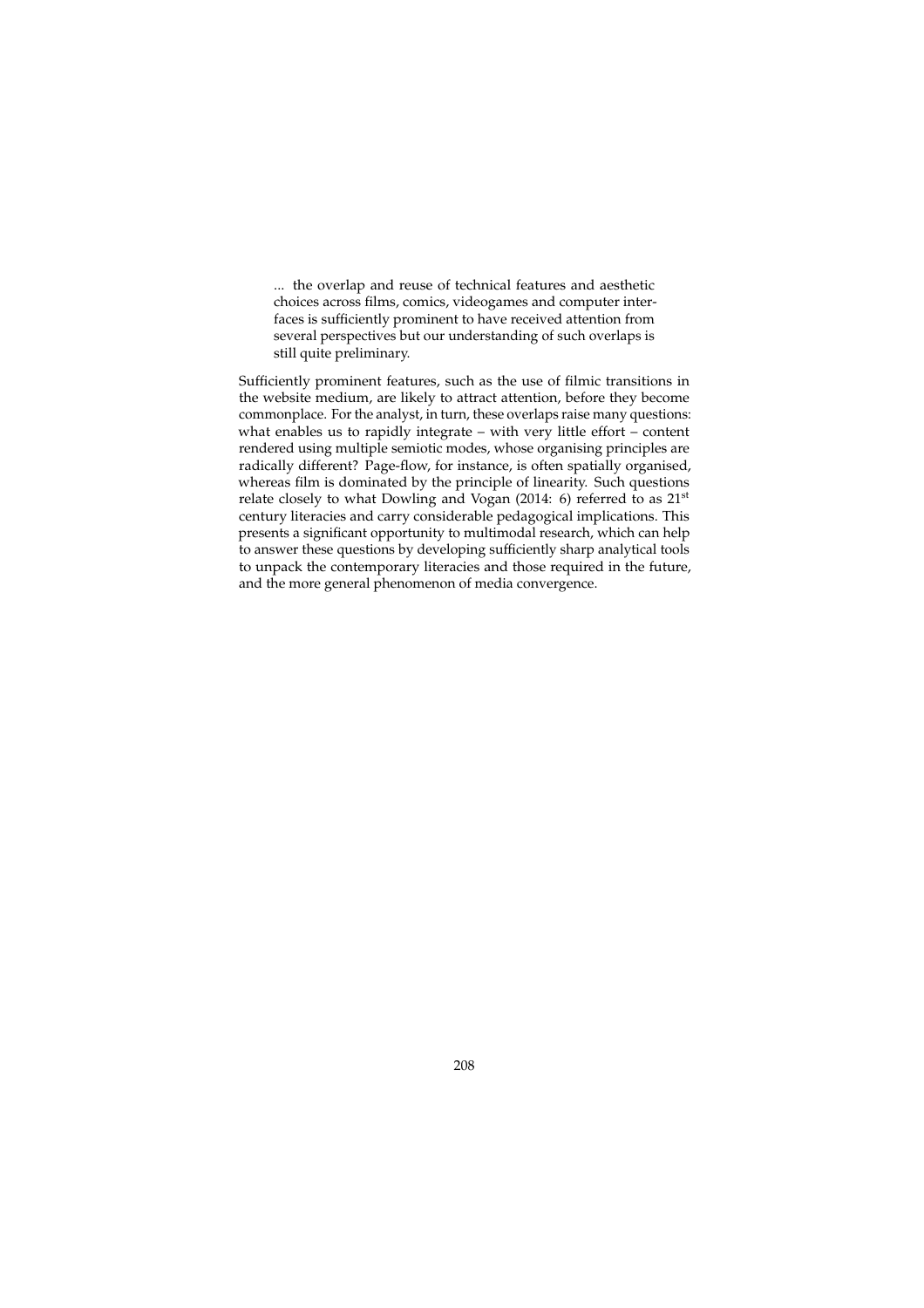> ... the overlap and reuse of technical features and aesthetic choices across films, comics, videogames and computer interfaces is sufficiently prominent to have received attention from several perspectives but our understanding of such overlaps is still quite preliminary.

Sufficiently prominent features, such as the use of filmic transitions in the website medium, are likely to attract attention, before they become commonplace. For the analyst, in turn, these overlaps raise many questions: what enables us to rapidly integrate – with very little effort – content rendered using multiple semiotic modes, whose organising principles are radically different? Page-flow, for instance, is often spatially organised, whereas film is dominated by the principle of linearity. Such questions relate closely to what Dowling and Vogan (2014: 6) referred to as 21st century literacies and carry considerable pedagogical implications. This presents a significant opportunity to multimodal research, which can help to answer these questions by developing sufficiently sharp analytical tools to unpack the contemporary literacies and those required in the future, and the more general phenomenon of media convergence.